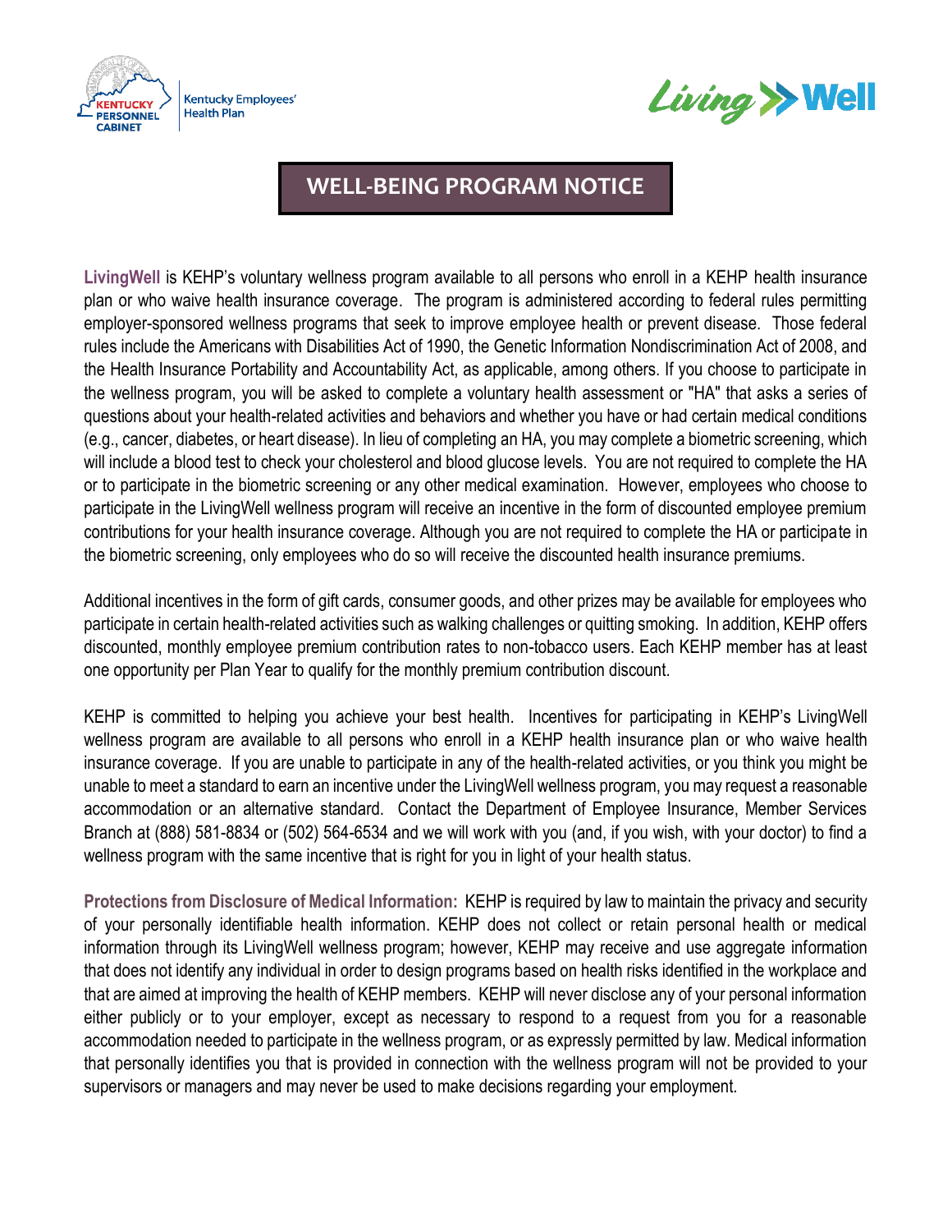Kentucky Personnel Cabinet | Kentucky Employees' Health Plan

Living Well

# WELL-BEING PROGRAM NOTICE

**LivingWell** is KEHP's voluntary wellness program available to all persons who enroll in a KEHP health insurance plan or who waive health insurance coverage. The program is administered according to federal rules permitting employer-sponsored wellness programs that seek to improve employee health or prevent disease. Those federal rules include the Americans with Disabilities Act of 1990, the Genetic Information Nondiscrimination Act of 2008, and the Health Insurance Portability and Accountability Act, as applicable, among others. If you choose to participate in the wellness program, you will be asked to complete a voluntary health assessment or "HA" that asks a series of questions about your health-related activities and behaviors and whether you have or had certain medical conditions (e.g., cancer, diabetes, or heart disease). In lieu of completing an HA, you may complete a biometric screening, which will include a blood test to check your cholesterol and blood glucose levels. You are not required to complete the HA or to participate in the biometric screening or any other medical examination. However, employees who choose to participate in the LivingWell wellness program will receive an incentive in the form of discounted employee premium contributions for your health insurance coverage. Although you are not required to complete the HA or participate in the biometric screening, only employees who do so will receive the discounted health insurance premiums.

Additional incentives in the form of gift cards, consumer goods, and other prizes may be available for employees who participate in certain health-related activities such as walking challenges or quitting smoking. In addition, KEHP offers discounted, monthly employee premium contribution rates to non-tobacco users. Each KEHP member has at least one opportunity per Plan Year to qualify for the monthly premium contribution discount.

KEHP is committed to helping you achieve your best health. Incentives for participating in KEHP's LivingWell wellness program are available to all persons who enroll in a KEHP health insurance plan or who waive health insurance coverage. If you are unable to participate in any of the health-related activities, or you think you might be unable to meet a standard to earn an incentive under the LivingWell wellness program, you may request a reasonable accommodation or an alternative standard. Contact the Department of Employee Insurance, Member Services Branch at (888) 581-8834 or (502) 564-6534 and we will work with you (and, if you wish, with your doctor) to find a wellness program with the same incentive that is right for you in light of your health status.

**Protections from Disclosure of Medical Information:** KEHP is required by law to maintain the privacy and security of your personally identifiable health information. KEHP does not collect or retain personal health or medical information through its LivingWell wellness program; however, KEHP may receive and use aggregate information that does not identify any individual in order to design programs based on health risks identified in the workplace and that are aimed at improving the health of KEHP members. KEHP will never disclose any of your personal information either publicly or to your employer, except as necessary to respond to a request from you for a reasonable accommodation needed to participate in the wellness program, or as expressly permitted by law. Medical information that personally identifies you that is provided in connection with the wellness program will not be provided to your supervisors or managers and may never be used to make decisions regarding your employment.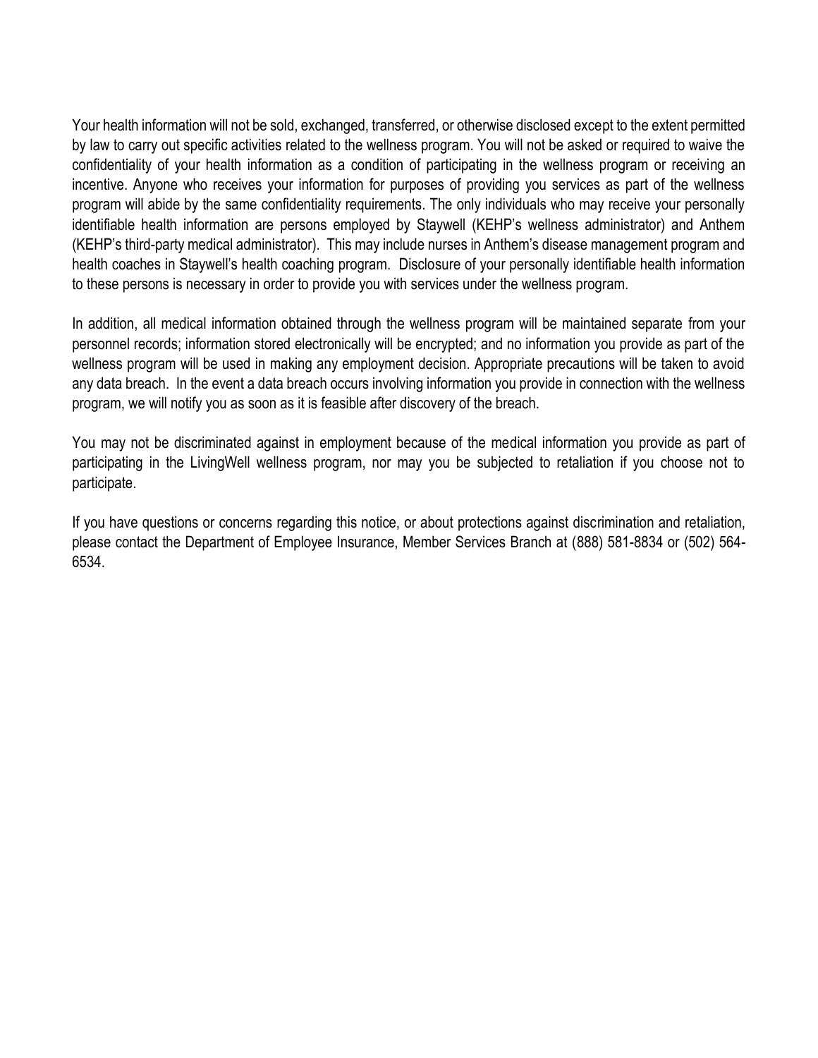Your health information will not be sold, exchanged, transferred, or otherwise disclosed except to the extent permitted by law to carry out specific activities related to the wellness program. You will not be asked or required to waive the confidentiality of your health information as a condition of participating in the wellness program or receiving an incentive. Anyone who receives your information for purposes of providing you services as part of the wellness program will abide by the same confidentiality requirements. The only individuals who may receive your personally identifiable health information are persons employed by Staywell (KEHP's wellness administrator) and Anthem (KEHP's third-party medical administrator). This may include nurses in Anthem's disease management program and health coaches in Staywell's health coaching program. Disclosure of your personally identifiable health information to these persons is necessary in order to provide you with services under the wellness program.

In addition, all medical information obtained through the wellness program will be maintained separate from your personnel records; information stored electronically will be encrypted; and no information you provide as part of the wellness program will be used in making any employment decision. Appropriate precautions will be taken to avoid any data breach. In the event a data breach occurs involving information you provide in connection with the wellness program, we will notify you as soon as it is feasible after discovery of the breach.

You may not be discriminated against in employment because of the medical information you provide as part of participating in the LivingWell wellness program, nor may you be subjected to retaliation if you choose not to participate.

If you have questions or concerns regarding this notice, or about protections against discrimination and retaliation, please contact the Department of Employee Insurance, Member Services Branch at (888) 581-8834 or (502) 564-6534.